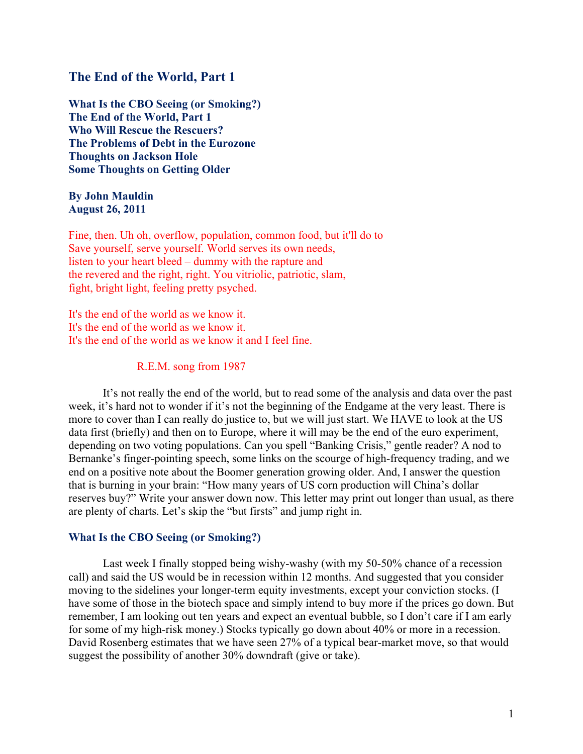# The End of the World, Part 1

**What Is the CBO Seeing (or Smoking?)**
**The End of the World, Part 1**
**Who Will Rescue the Rescuers?**
**The Problems of Debt in the Eurozone**
**Thoughts on Jackson Hole**
**Some Thoughts on Getting Older**

**By John Mauldin**
**August 26, 2011**

Fine, then. Uh oh, overflow, population, common food, but it'll do to
Save yourself, serve yourself. World serves its own needs,
listen to your heart bleed – dummy with the rapture and
the revered and the right, right. You vitriolic, patriotic, slam,
fight, bright light, feeling pretty psyched.

It's the end of the world as we know it.
It's the end of the world as we know it.
It's the end of the world as we know it and I feel fine.

R.E.M. song from 1987

It's not really the end of the world, but to read some of the analysis and data over the past week, it's hard not to wonder if it's not the beginning of the Endgame at the very least. There is more to cover than I can really do justice to, but we will just start. We HAVE to look at the US data first (briefly) and then on to Europe, where it will may be the end of the euro experiment, depending on two voting populations. Can you spell "Banking Crisis," gentle reader? A nod to Bernanke's finger-pointing speech, some links on the scourge of high-frequency trading, and we end on a positive note about the Boomer generation growing older. And, I answer the question that is burning in your brain: "How many years of US corn production will China's dollar reserves buy?" Write your answer down now. This letter may print out longer than usual, as there are plenty of charts. Let's skip the "but firsts" and jump right in.

## What Is the CBO Seeing (or Smoking?)

Last week I finally stopped being wishy-washy (with my 50-50% chance of a recession call) and said the US would be in recession within 12 months. And suggested that you consider moving to the sidelines your longer-term equity investments, except your conviction stocks. (I have some of those in the biotech space and simply intend to buy more if the prices go down. But remember, I am looking out ten years and expect an eventual bubble, so I don't care if I am early for some of my high-risk money.) Stocks typically go down about 40% or more in a recession. David Rosenberg estimates that we have seen 27% of a typical bear-market move, so that would suggest the possibility of another 30% downdraft (give or take).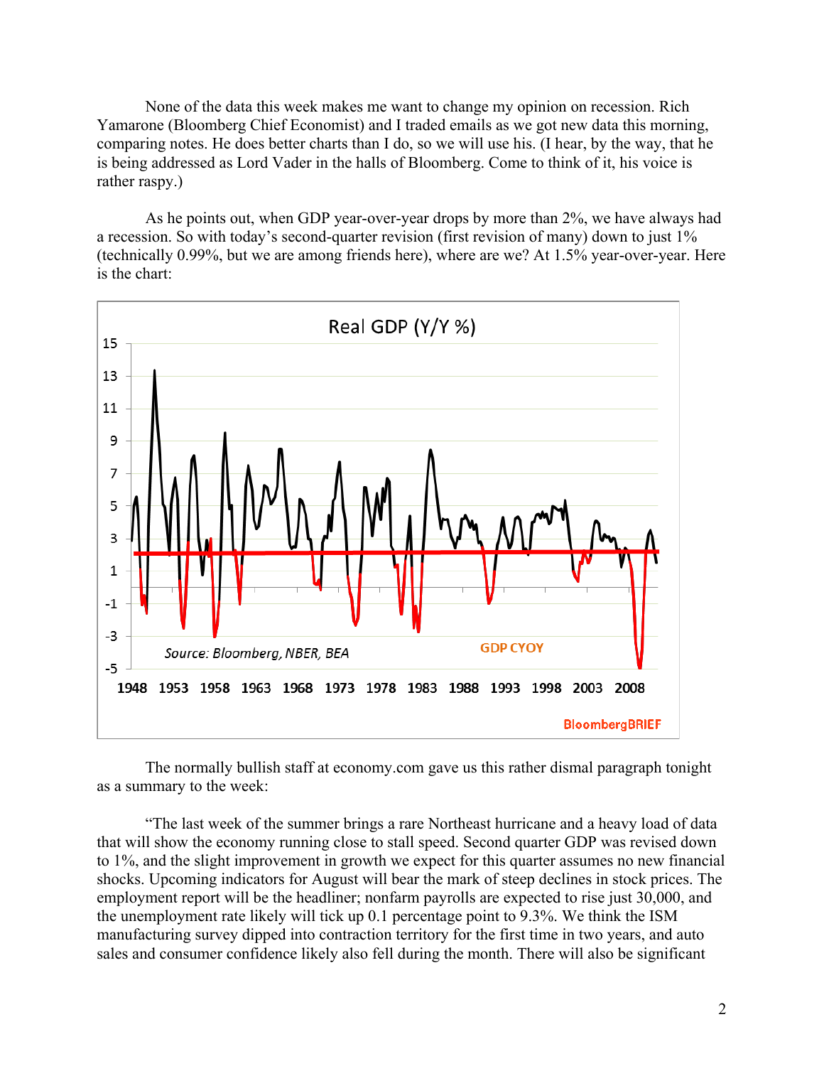None of the data this week makes me want to change my opinion on recession. Rich Yamarone (Bloomberg Chief Economist) and I traded emails as we got new data this morning, comparing notes. He does better charts than I do, so we will use his. (I hear, by the way, that he is being addressed as Lord Vader in the halls of Bloomberg. Come to think of it, his voice is rather raspy.)

As he points out, when GDP year-over-year drops by more than 2%, we have always had a recession. So with today's second-quarter revision (first revision of many) down to just 1% (technically 0.99%, but we are among friends here), where are we? At 1.5% year-over-year. Here is the chart:

The normally bullish staff at economy.com gave us this rather dismal paragraph tonight as a summary to the week:

"The last week of the summer brings a rare Northeast hurricane and a heavy load of data that will show the economy running close to stall speed. Second quarter GDP was revised down to 1%, and the slight improvement in growth we expect for this quarter assumes no new financial shocks. Upcoming indicators for August will bear the mark of steep declines in stock prices. The employment report will be the headliner; nonfarm payrolls are expected to rise just 30,000, and the unemployment rate likely will tick up 0.1 percentage point to 9.3%. We think the ISM manufacturing survey dipped into contraction territory for the first time in two years, and auto sales and consumer confidence likely also fell during the month. There will also be significant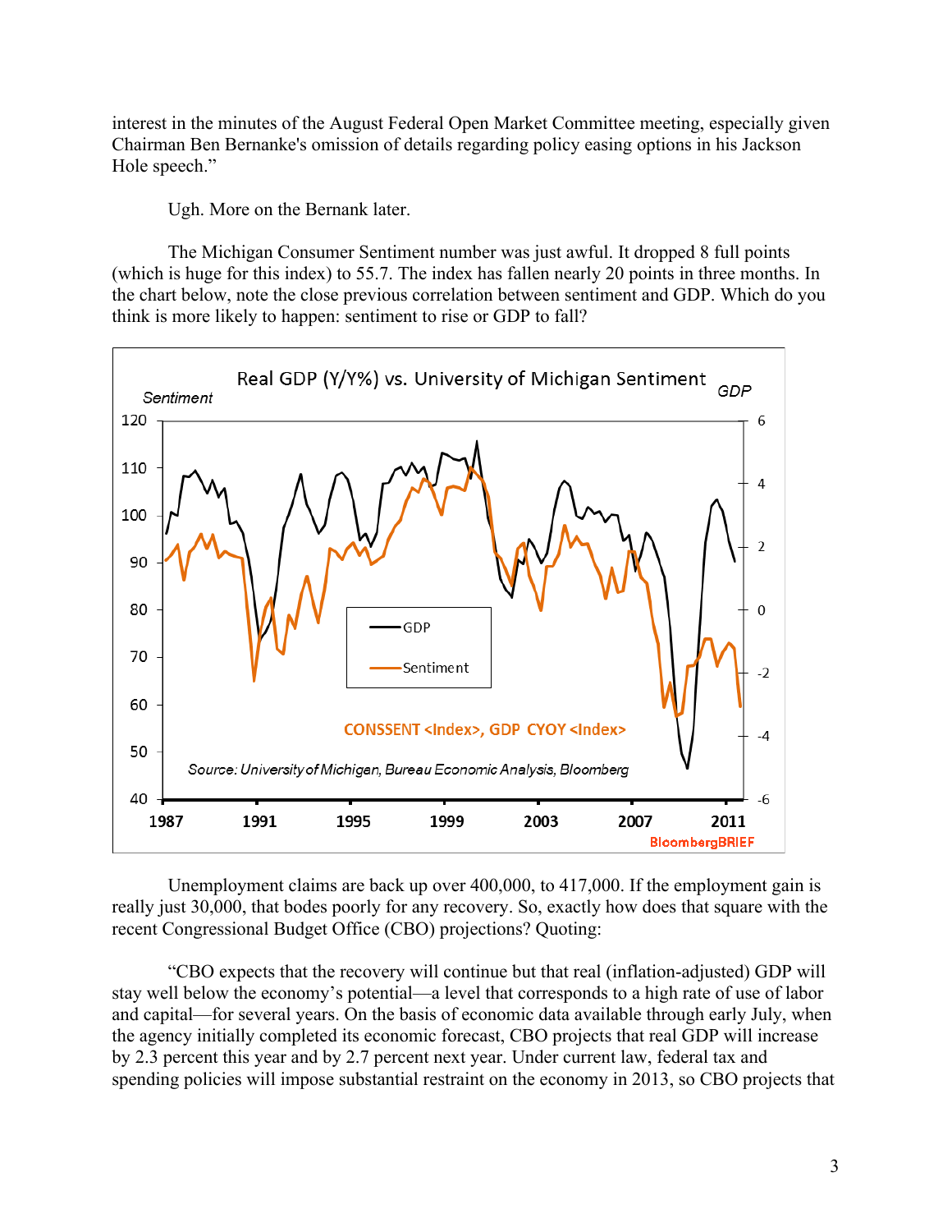interest in the minutes of the August Federal Open Market Committee meeting, especially given Chairman Ben Bernanke's omission of details regarding policy easing options in his Jackson Hole speech."

Ugh. More on the Bernank later.

The Michigan Consumer Sentiment number was just awful. It dropped 8 full points (which is huge for this index) to 55.7. The index has fallen nearly 20 points in three months. In the chart below, note the close previous correlation between sentiment and GDP. Which do you think is more likely to happen: sentiment to rise or GDP to fall?

Unemployment claims are back up over 400,000, to 417,000. If the employment gain is really just 30,000, that bodes poorly for any recovery. So, exactly how does that square with the recent Congressional Budget Office (CBO) projections? Quoting:

"CBO expects that the recovery will continue but that real (inflation-adjusted) GDP will stay well below the economy's potential—a level that corresponds to a high rate of use of labor and capital—for several years. On the basis of economic data available through early July, when the agency initially completed its economic forecast, CBO projects that real GDP will increase by 2.3 percent this year and by 2.7 percent next year. Under current law, federal tax and spending policies will impose substantial restraint on the economy in 2013, so CBO projects that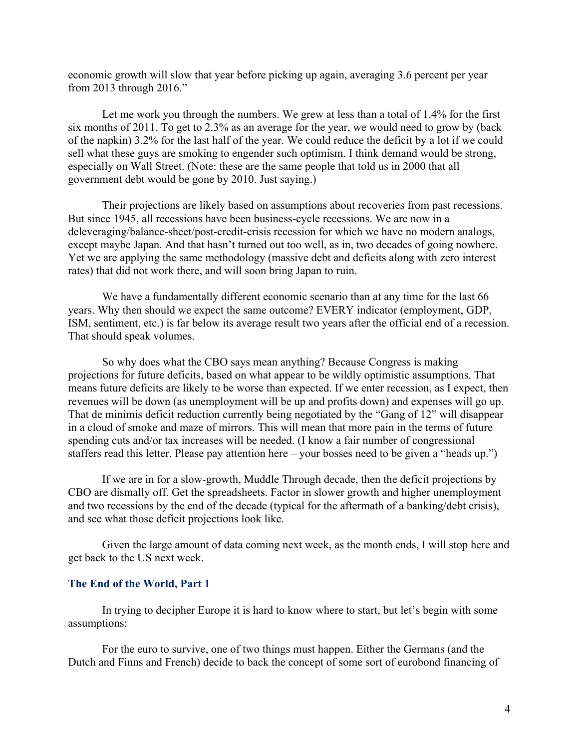economic growth will slow that year before picking up again, averaging 3.6 percent per year from 2013 through 2016."

Let me work you through the numbers. We grew at less than a total of 1.4% for the first six months of 2011. To get to 2.3% as an average for the year, we would need to grow by (back of the napkin) 3.2% for the last half of the year. We could reduce the deficit by a lot if we could sell what these guys are smoking to engender such optimism. I think demand would be strong, especially on Wall Street. (Note: these are the same people that told us in 2000 that all government debt would be gone by 2010. Just saying.)

Their projections are likely based on assumptions about recoveries from past recessions. But since 1945, all recessions have been business-cycle recessions. We are now in a deleveraging/balance-sheet/post-credit-crisis recession for which we have no modern analogs, except maybe Japan. And that hasn't turned out too well, as in, two decades of going nowhere. Yet we are applying the same methodology (massive debt and deficits along with zero interest rates) that did not work there, and will soon bring Japan to ruin.

We have a fundamentally different economic scenario than at any time for the last 66 years. Why then should we expect the same outcome? EVERY indicator (employment, GDP, ISM, sentiment, etc.) is far below its average result two years after the official end of a recession. That should speak volumes.

So why does what the CBO says mean anything? Because Congress is making projections for future deficits, based on what appear to be wildly optimistic assumptions. That means future deficits are likely to be worse than expected. If we enter recession, as I expect, then revenues will be down (as unemployment will be up and profits down) and expenses will go up. That de minimis deficit reduction currently being negotiated by the "Gang of 12" will disappear in a cloud of smoke and maze of mirrors. This will mean that more pain in the terms of future spending cuts and/or tax increases will be needed. (I know a fair number of congressional staffers read this letter. Please pay attention here – your bosses need to be given a "heads up.")

If we are in for a slow-growth, Muddle Through decade, then the deficit projections by CBO are dismally off. Get the spreadsheets. Factor in slower growth and higher unemployment and two recessions by the end of the decade (typical for the aftermath of a banking/debt crisis), and see what those deficit projections look like.

Given the large amount of data coming next week, as the month ends, I will stop here and get back to the US next week.

### The End of the World, Part 1

In trying to decipher Europe it is hard to know where to start, but let's begin with some assumptions:

For the euro to survive, one of two things must happen. Either the Germans (and the Dutch and Finns and French) decide to back the concept of some sort of eurobond financing of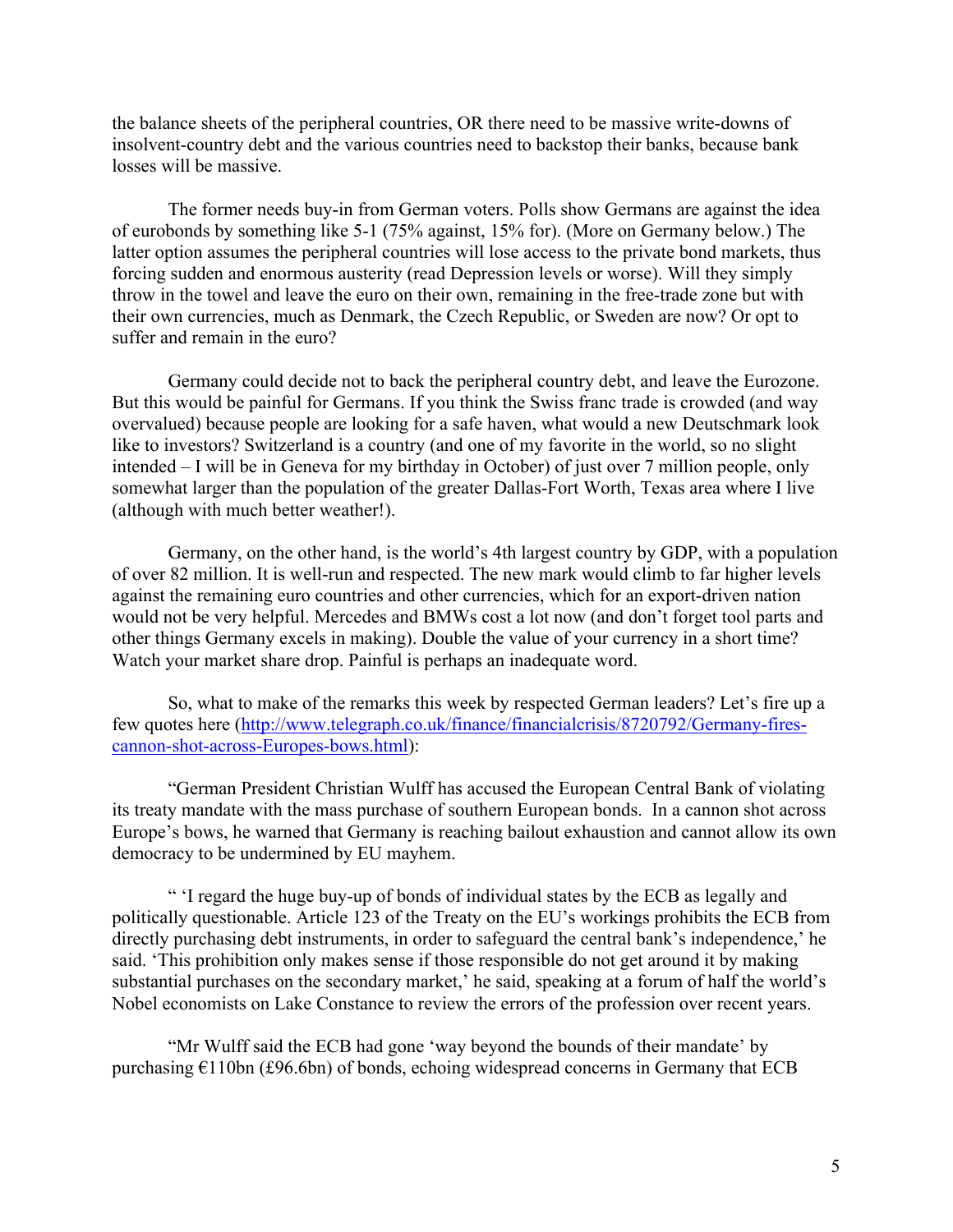the balance sheets of the peripheral countries, OR there need to be massive write-downs of insolvent-country debt and the various countries need to backstop their banks, because bank losses will be massive.

The former needs buy-in from German voters. Polls show Germans are against the idea of eurobonds by something like 5-1 (75% against, 15% for). (More on Germany below.) The latter option assumes the peripheral countries will lose access to the private bond markets, thus forcing sudden and enormous austerity (read Depression levels or worse). Will they simply throw in the towel and leave the euro on their own, remaining in the free-trade zone but with their own currencies, much as Denmark, the Czech Republic, or Sweden are now? Or opt to suffer and remain in the euro?

Germany could decide not to back the peripheral country debt, and leave the Eurozone. But this would be painful for Germans. If you think the Swiss franc trade is crowded (and way overvalued) because people are looking for a safe haven, what would a new Deutschmark look like to investors? Switzerland is a country (and one of my favorite in the world, so no slight intended – I will be in Geneva for my birthday in October) of just over 7 million people, only somewhat larger than the population of the greater Dallas-Fort Worth, Texas area where I live (although with much better weather!).

Germany, on the other hand, is the world's 4th largest country by GDP, with a population of over 82 million. It is well-run and respected. The new mark would climb to far higher levels against the remaining euro countries and other currencies, which for an export-driven nation would not be very helpful. Mercedes and BMWs cost a lot now (and don't forget tool parts and other things Germany excels in making). Double the value of your currency in a short time? Watch your market share drop. Painful is perhaps an inadequate word.

So, what to make of the remarks this week by respected German leaders? Let's fire up a few quotes here ([http://www.telegraph.co.uk/finance/financialcrisis/8720792/Germany-fires-cannon-shot-across-Europes-bows.html](http://www.telegraph.co.uk/finance/financialcrisis/8720792/Germany-fires-cannon-shot-across-Europes-bows.html)):

"German President Christian Wulff has accused the European Central Bank of violating its treaty mandate with the mass purchase of southern European bonds. In a cannon shot across Europe's bows, he warned that Germany is reaching bailout exhaustion and cannot allow its own democracy to be undermined by EU mayhem.

" 'I regard the huge buy-up of bonds of individual states by the ECB as legally and politically questionable. Article 123 of the Treaty on the EU's workings prohibits the ECB from directly purchasing debt instruments, in order to safeguard the central bank's independence,' he said. 'This prohibition only makes sense if those responsible do not get around it by making substantial purchases on the secondary market,' he said, speaking at a forum of half the world's Nobel economists on Lake Constance to review the errors of the profession over recent years.

"Mr Wulff said the ECB had gone 'way beyond the bounds of their mandate' by purchasing €110bn (£96.6bn) of bonds, echoing widespread concerns in Germany that ECB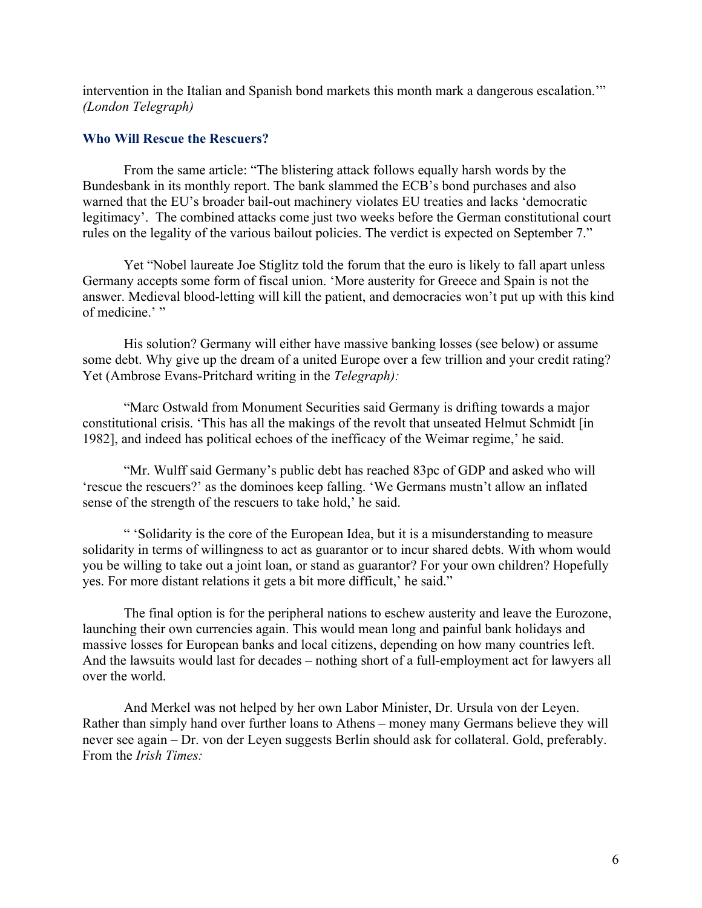intervention in the Italian and Spanish bond markets this month mark a dangerous escalation.'" *(London Telegraph)*

### Who Will Rescue the Rescuers?

From the same article: "The blistering attack follows equally harsh words by the Bundesbank in its monthly report. The bank slammed the ECB's bond purchases and also warned that the EU's broader bail-out machinery violates EU treaties and lacks 'democratic legitimacy'. The combined attacks come just two weeks before the German constitutional court rules on the legality of the various bailout policies. The verdict is expected on September 7."

Yet "Nobel laureate Joe Stiglitz told the forum that the euro is likely to fall apart unless Germany accepts some form of fiscal union. 'More austerity for Greece and Spain is not the answer. Medieval blood-letting will kill the patient, and democracies won't put up with this kind of medicine.' "

His solution? Germany will either have massive banking losses (see below) or assume some debt. Why give up the dream of a united Europe over a few trillion and your credit rating? Yet (Ambrose Evans-Pritchard writing in the *Telegraph):*

"Marc Ostwald from Monument Securities said Germany is drifting towards a major constitutional crisis. 'This has all the makings of the revolt that unseated Helmut Schmidt [in 1982], and indeed has political echoes of the inefficacy of the Weimar regime,' he said.

"Mr. Wulff said Germany's public debt has reached 83pc of GDP and asked who will 'rescue the rescuers?' as the dominoes keep falling. 'We Germans mustn't allow an inflated sense of the strength of the rescuers to take hold,' he said.

" 'Solidarity is the core of the European Idea, but it is a misunderstanding to measure solidarity in terms of willingness to act as guarantor or to incur shared debts. With whom would you be willing to take out a joint loan, or stand as guarantor? For your own children? Hopefully yes. For more distant relations it gets a bit more difficult,' he said."

The final option is for the peripheral nations to eschew austerity and leave the Eurozone, launching their own currencies again. This would mean long and painful bank holidays and massive losses for European banks and local citizens, depending on how many countries left. And the lawsuits would last for decades – nothing short of a full-employment act for lawyers all over the world.

And Merkel was not helped by her own Labor Minister, Dr. Ursula von der Leyen. Rather than simply hand over further loans to Athens – money many Germans believe they will never see again – Dr. von der Leyen suggests Berlin should ask for collateral. Gold, preferably. From the *Irish Times:*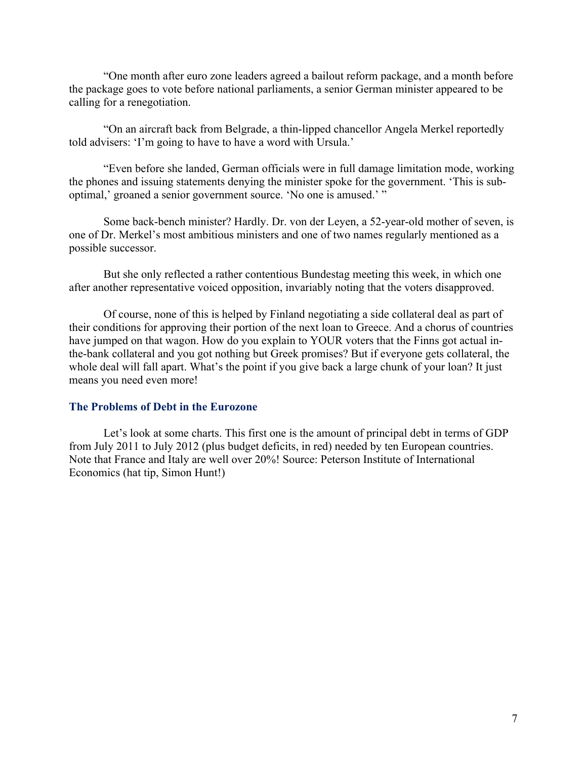"One month after euro zone leaders agreed a bailout reform package, and a month before the package goes to vote before national parliaments, a senior German minister appeared to be calling for a renegotiation.

"On an aircraft back from Belgrade, a thin-lipped chancellor Angela Merkel reportedly told advisers: 'I'm going to have to have a word with Ursula.'

"Even before she landed, German officials were in full damage limitation mode, working the phones and issuing statements denying the minister spoke for the government. 'This is sub-optimal,' groaned a senior government source. 'No one is amused.' "

Some back-bench minister? Hardly. Dr. von der Leyen, a 52-year-old mother of seven, is one of Dr. Merkel's most ambitious ministers and one of two names regularly mentioned as a possible successor.

But she only reflected a rather contentious Bundestag meeting this week, in which one after another representative voiced opposition, invariably noting that the voters disapproved.

Of course, none of this is helped by Finland negotiating a side collateral deal as part of their conditions for approving their portion of the next loan to Greece. And a chorus of countries have jumped on that wagon. How do you explain to YOUR voters that the Finns got actual in-the-bank collateral and you got nothing but Greek promises? But if everyone gets collateral, the whole deal will fall apart. What's the point if you give back a large chunk of your loan? It just means you need even more!

### The Problems of Debt in the Eurozone

Let's look at some charts. This first one is the amount of principal debt in terms of GDP from July 2011 to July 2012 (plus budget deficits, in red) needed by ten European countries. Note that France and Italy are well over 20%! Source: Peterson Institute of International Economics (hat tip, Simon Hunt!)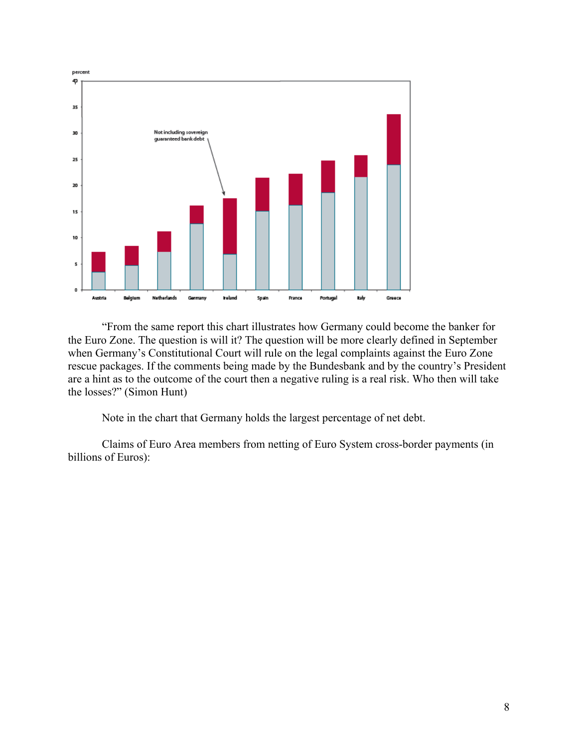"From the same report this chart illustrates how Germany could become the banker for the Euro Zone. The question is will it? The question will be more clearly defined in September when Germany's Constitutional Court will rule on the legal complaints against the Euro Zone rescue packages. If the comments being made by the Bundesbank and by the country's President are a hint as to the outcome of the court then a negative ruling is a real risk. Who then will take the losses?" (Simon Hunt)

Note in the chart that Germany holds the largest percentage of net debt.

Claims of Euro Area members from netting of Euro System cross-border payments (in billions of Euros):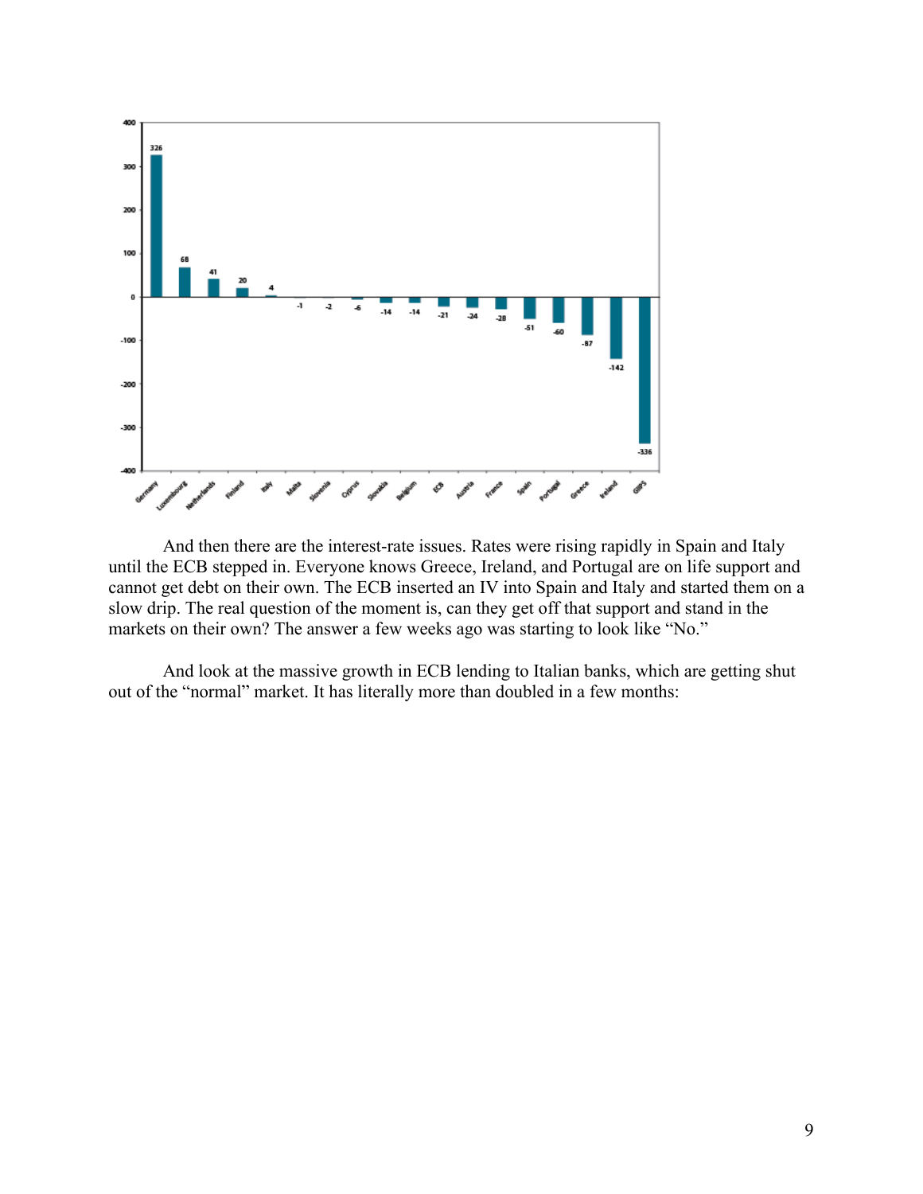And then there are the interest-rate issues. Rates were rising rapidly in Spain and Italy until the ECB stepped in. Everyone knows Greece, Ireland, and Portugal are on life support and cannot get debt on their own. The ECB inserted an IV into Spain and Italy and started them on a slow drip. The real question of the moment is, can they get off that support and stand in the markets on their own? The answer a few weeks ago was starting to look like "No."

And look at the massive growth in ECB lending to Italian banks, which are getting shut out of the "normal" market. It has literally more than doubled in a few months: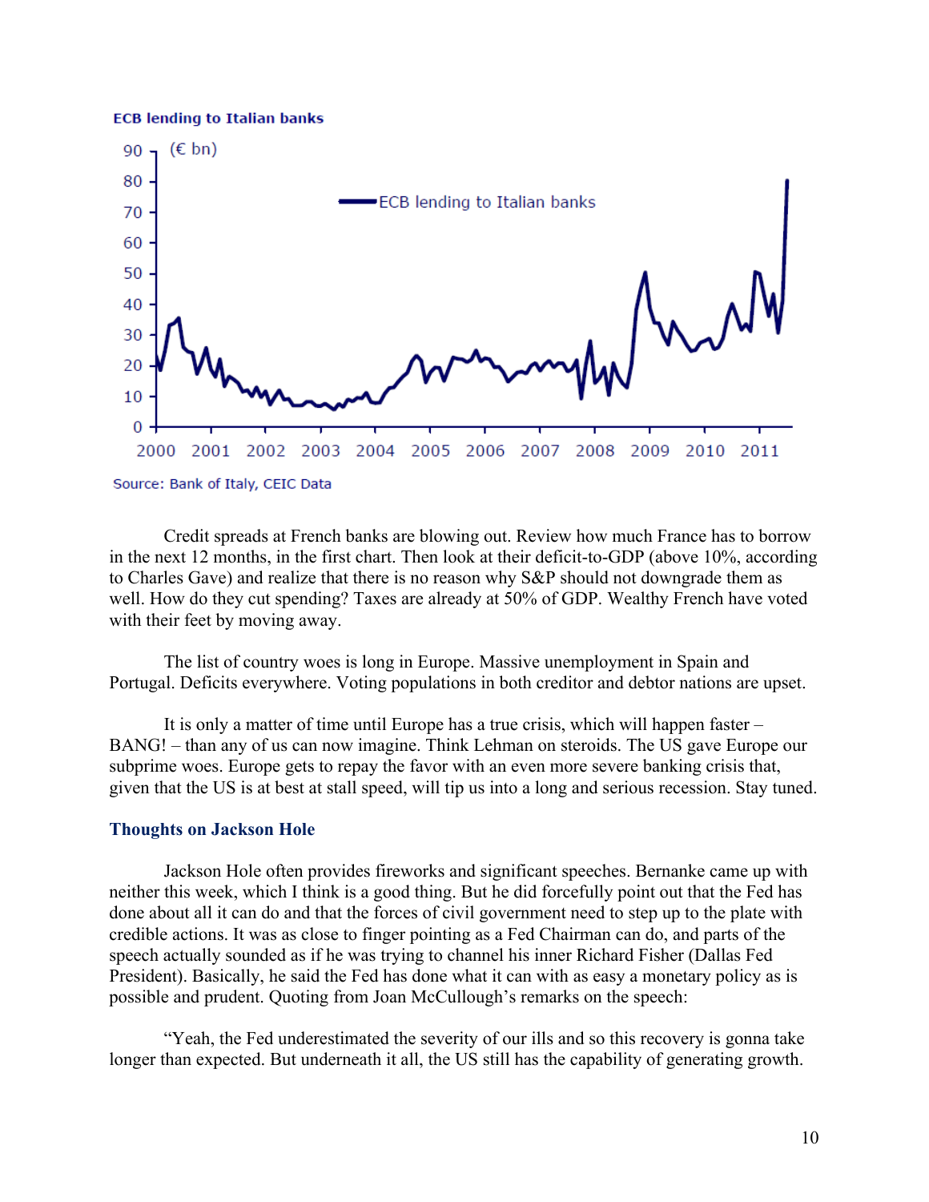**ECB lending to Italian banks**

(€ bn)

Source: Bank of Italy, CEIC Data

Credit spreads at French banks are blowing out. Review how much France has to borrow in the next 12 months, in the first chart. Then look at their deficit-to-GDP (above 10%, according to Charles Gave) and realize that there is no reason why S&P should not downgrade them as well. How do they cut spending? Taxes are already at 50% of GDP. Wealthy French have voted with their feet by moving away.

The list of country woes is long in Europe. Massive unemployment in Spain and Portugal. Deficits everywhere. Voting populations in both creditor and debtor nations are upset.

It is only a matter of time until Europe has a true crisis, which will happen faster – BANG! – than any of us can now imagine. Think Lehman on steroids. The US gave Europe our subprime woes. Europe gets to repay the favor with an even more severe banking crisis that, given that the US is at best at stall speed, will tip us into a long and serious recession. Stay tuned.

## Thoughts on Jackson Hole

Jackson Hole often provides fireworks and significant speeches. Bernanke came up with neither this week, which I think is a good thing. But he did forcefully point out that the Fed has done about all it can do and that the forces of civil government need to step up to the plate with credible actions. It was as close to finger pointing as a Fed Chairman can do, and parts of the speech actually sounded as if he was trying to channel his inner Richard Fisher (Dallas Fed President). Basically, he said the Fed has done what it can with as easy a monetary policy as is possible and prudent. Quoting from Joan McCullough's remarks on the speech:

"Yeah, the Fed underestimated the severity of our ills and so this recovery is gonna take longer than expected. But underneath it all, the US still has the capability of generating growth.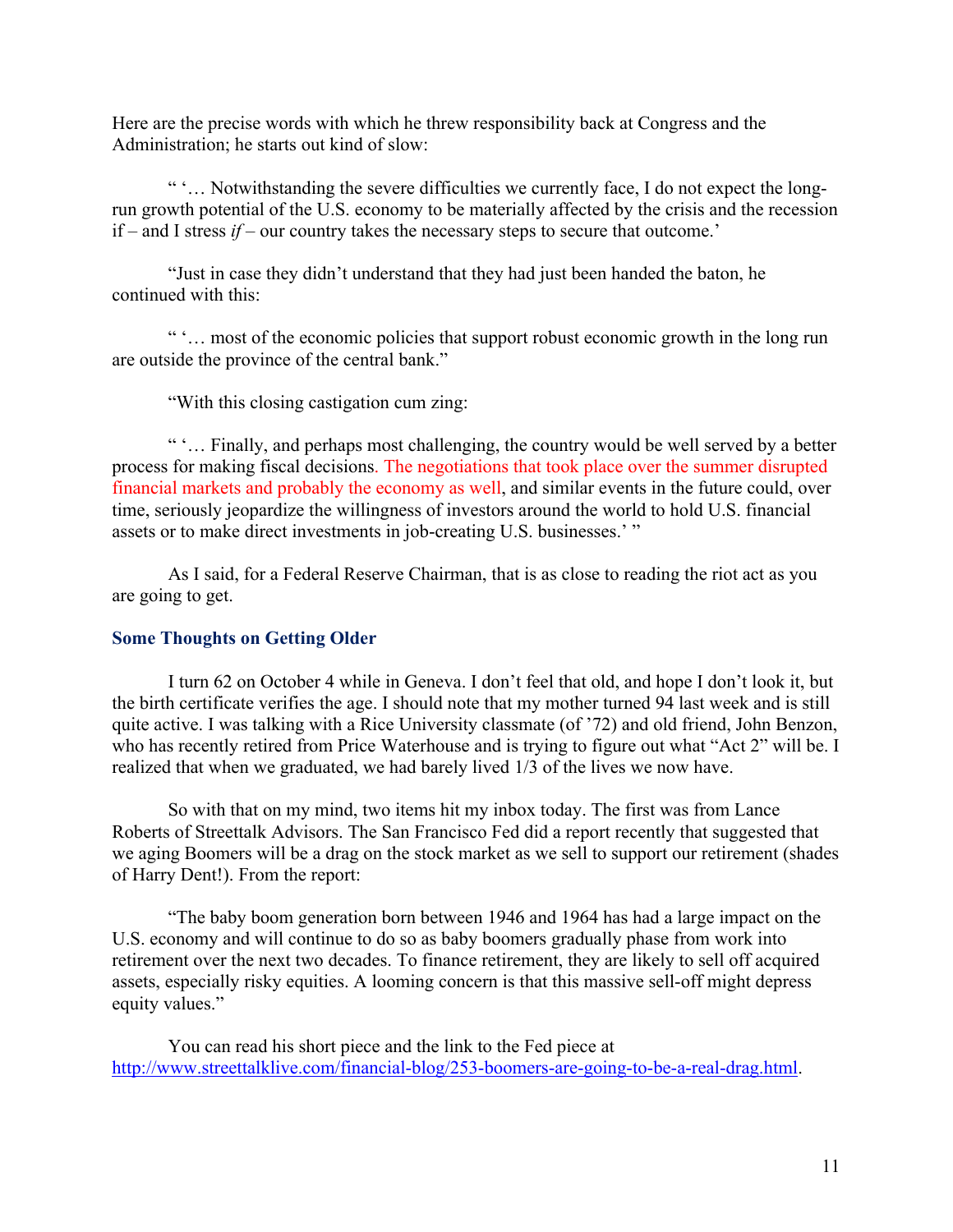Here are the precise words with which he threw responsibility back at Congress and the Administration; he starts out kind of slow:

" '… Notwithstanding the severe difficulties we currently face, I do not expect the long-run growth potential of the U.S. economy to be materially affected by the crisis and the recession if – and I stress *if* – our country takes the necessary steps to secure that outcome.'

"Just in case they didn't understand that they had just been handed the baton, he continued with this:

" '… most of the economic policies that support robust economic growth in the long run are outside the province of the central bank."

"With this closing castigation cum zing:

" '… Finally, and perhaps most challenging, the country would be well served by a better process for making fiscal decisions. The negotiations that took place over the summer disrupted financial markets and probably the economy as well, and similar events in the future could, over time, seriously jeopardize the willingness of investors around the world to hold U.S. financial assets or to make direct investments in job-creating U.S. businesses.' "

As I said, for a Federal Reserve Chairman, that is as close to reading the riot act as you are going to get.

### Some Thoughts on Getting Older

I turn 62 on October 4 while in Geneva. I don't feel that old, and hope I don't look it, but the birth certificate verifies the age. I should note that my mother turned 94 last week and is still quite active. I was talking with a Rice University classmate (of '72) and old friend, John Benzon, who has recently retired from Price Waterhouse and is trying to figure out what "Act 2" will be. I realized that when we graduated, we had barely lived 1/3 of the lives we now have.

So with that on my mind, two items hit my inbox today. The first was from Lance Roberts of Streettalk Advisors. The San Francisco Fed did a report recently that suggested that we aging Boomers will be a drag on the stock market as we sell to support our retirement (shades of Harry Dent!). From the report:

"The baby boom generation born between 1946 and 1964 has had a large impact on the U.S. economy and will continue to do so as baby boomers gradually phase from work into retirement over the next two decades. To finance retirement, they are likely to sell off acquired assets, especially risky equities. A looming concern is that this massive sell-off might depress equity values."

You can read his short piece and the link to the Fed piece at http://www.streettalklive.com/financial-blog/253-boomers-are-going-to-be-a-real-drag.html.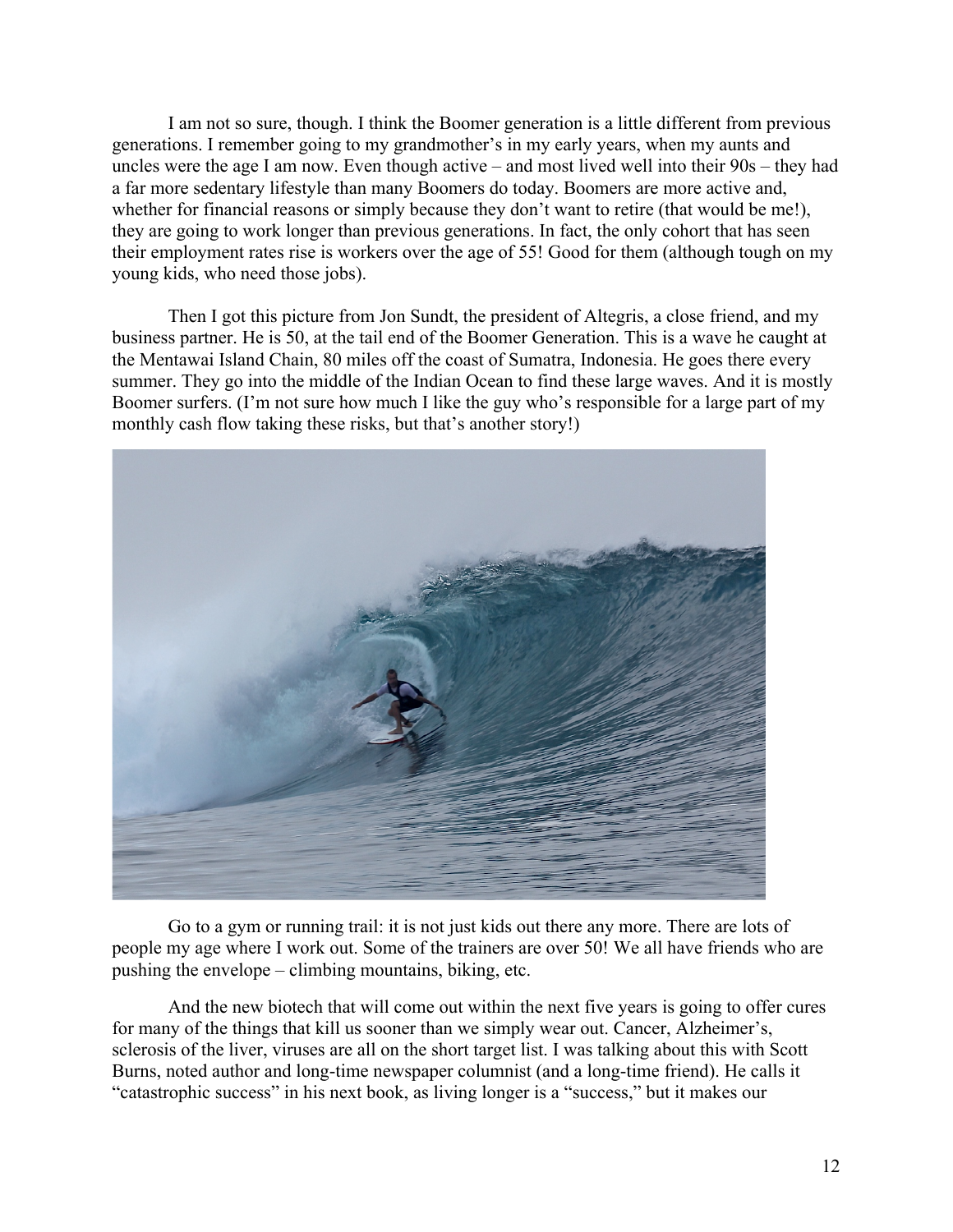I am not so sure, though. I think the Boomer generation is a little different from previous generations. I remember going to my grandmother's in my early years, when my aunts and uncles were the age I am now. Even though active – and most lived well into their 90s – they had a far more sedentary lifestyle than many Boomers do today. Boomers are more active and, whether for financial reasons or simply because they don't want to retire (that would be me!), they are going to work longer than previous generations. In fact, the only cohort that has seen their employment rates rise is workers over the age of 55! Good for them (although tough on my young kids, who need those jobs).

Then I got this picture from Jon Sundt, the president of Altegris, a close friend, and my business partner. He is 50, at the tail end of the Boomer Generation. This is a wave he caught at the Mentawai Island Chain, 80 miles off the coast of Sumatra, Indonesia. He goes there every summer. They go into the middle of the Indian Ocean to find these large waves. And it is mostly Boomer surfers. (I'm not sure how much I like the guy who's responsible for a large part of my monthly cash flow taking these risks, but that's another story!)

Go to a gym or running trail: it is not just kids out there any more. There are lots of people my age where I work out. Some of the trainers are over 50! We all have friends who are pushing the envelope – climbing mountains, biking, etc.

And the new biotech that will come out within the next five years is going to offer cures for many of the things that kill us sooner than we simply wear out. Cancer, Alzheimer's, sclerosis of the liver, viruses are all on the short target list. I was talking about this with Scott Burns, noted author and long-time newspaper columnist (and a long-time friend). He calls it "catastrophic success" in his next book, as living longer is a "success," but it makes our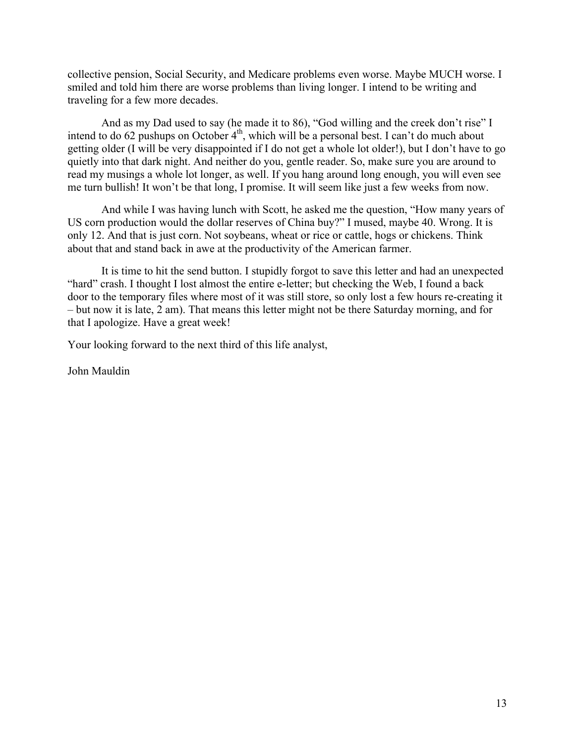collective pension, Social Security, and Medicare problems even worse. Maybe MUCH worse. I smiled and told him there are worse problems than living longer. I intend to be writing and traveling for a few more decades.

And as my Dad used to say (he made it to 86), "God willing and the creek don't rise" I intend to do 62 pushups on October 4th, which will be a personal best. I can't do much about getting older (I will be very disappointed if I do not get a whole lot older!), but I don't have to go quietly into that dark night. And neither do you, gentle reader. So, make sure you are around to read my musings a whole lot longer, as well. If you hang around long enough, you will even see me turn bullish! It won't be that long, I promise. It will seem like just a few weeks from now.

And while I was having lunch with Scott, he asked me the question, "How many years of US corn production would the dollar reserves of China buy?" I mused, maybe 40. Wrong. It is only 12. And that is just corn. Not soybeans, wheat or rice or cattle, hogs or chickens. Think about that and stand back in awe at the productivity of the American farmer.

It is time to hit the send button. I stupidly forgot to save this letter and had an unexpected "hard" crash. I thought I lost almost the entire e-letter; but checking the Web, I found a back door to the temporary files where most of it was still store, so only lost a few hours re-creating it – but now it is late, 2 am). That means this letter might not be there Saturday morning, and for that I apologize. Have a great week!

Your looking forward to the next third of this life analyst,

John Mauldin